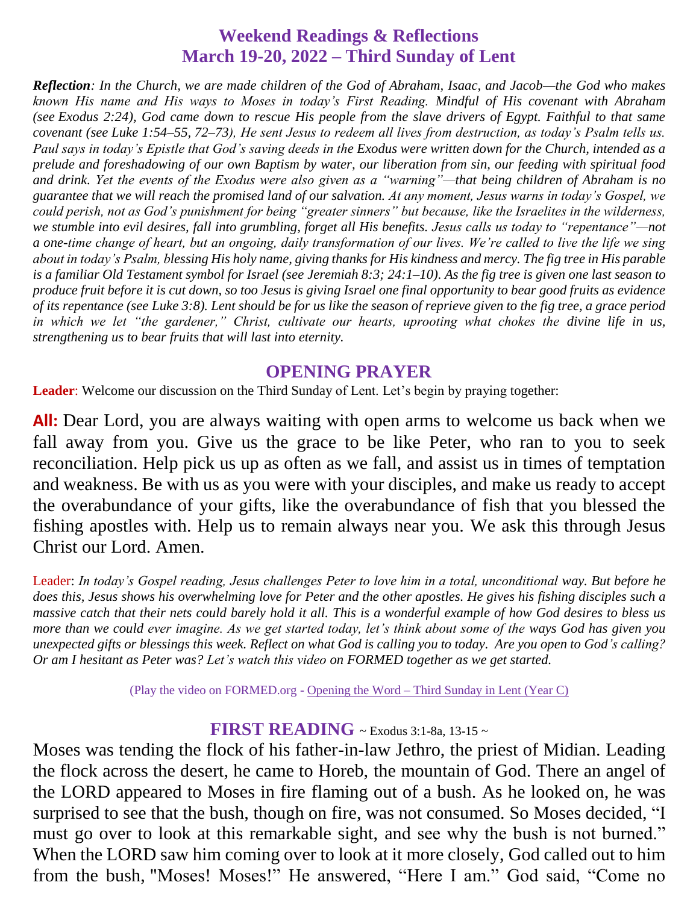# Weekend Readings & Reflections
## March 19-20, 2022 – Third Sunday of Lent

***Reflection**: In the Church, we are made children of the God of Abraham, Isaac, and Jacob—the God who makes known His name and His ways to Moses in today's First Reading. Mindful of His covenant with Abraham (see Exodus 2:24), God came down to rescue His people from the slave drivers of Egypt. Faithful to that same covenant (see Luke 1:54–55, 72–73), He sent Jesus to redeem all lives from destruction, as today's Psalm tells us. Paul says in today's Epistle that God's saving deeds in the Exodus were written down for the Church, intended as a prelude and foreshadowing of our own Baptism by water, our liberation from sin, our feeding with spiritual food and drink. Yet the events of the Exodus were also given as a "warning"—that being children of Abraham is no guarantee that we will reach the promised land of our salvation. At any moment, Jesus warns in today's Gospel, we could perish, not as God's punishment for being "greater sinners" but because, like the Israelites in the wilderness, we stumble into evil desires, fall into grumbling, forget all His benefits. Jesus calls us today to "repentance"—not a one-time change of heart, but an ongoing, daily transformation of our lives. We're called to live the life we sing about in today's Psalm, blessing His holy name, giving thanks for His kindness and mercy. The fig tree in His parable is a familiar Old Testament symbol for Israel (see Jeremiah 8:3; 24:1–10). As the fig tree is given one last season to produce fruit before it is cut down, so too Jesus is giving Israel one final opportunity to bear good fruits as evidence of its repentance (see Luke 3:8). Lent should be for us like the season of reprieve given to the fig tree, a grace period in which we let "the gardener," Christ, cultivate our hearts, uprooting what chokes the divine life in us, strengthening us to bear fruits that will last into eternity.*

## OPENING PRAYER

**Leader**: Welcome our discussion on the Third Sunday of Lent. Let's begin by praying together:

**All:** Dear Lord, you are always waiting with open arms to welcome us back when we fall away from you. Give us the grace to be like Peter, who ran to you to seek reconciliation. Help pick us up as often as we fall, and assist us in times of temptation and weakness. Be with us as you were with your disciples, and make us ready to accept the overabundance of your gifts, like the overabundance of fish that you blessed the fishing apostles with. Help us to remain always near you. We ask this through Jesus Christ our Lord. Amen.

Leader: *In today's Gospel reading, Jesus challenges Peter to love him in a total, unconditional way. But before he does this, Jesus shows his overwhelming love for Peter and the other apostles. He gives his fishing disciples such a massive catch that their nets could barely hold it all. This is a wonderful example of how God desires to bless us more than we could ever imagine. As we get started today, let's think about some of the ways God has given you unexpected gifts or blessings this week. Reflect on what God is calling you to today. Are you open to God's calling? Or am I hesitant as Peter was? Let's watch this video on FORMED together as we get started.*

(Play the video on FORMED.org - Opening the Word – Third Sunday in Lent (Year C)

## FIRST READING ~ Exodus 3:1-8a, 13-15 ~

Moses was tending the flock of his father-in-law Jethro, the priest of Midian. Leading the flock across the desert, he came to Horeb, the mountain of God. There an angel of the LORD appeared to Moses in fire flaming out of a bush. As he looked on, he was surprised to see that the bush, though on fire, was not consumed. So Moses decided, "I must go over to look at this remarkable sight, and see why the bush is not burned." When the LORD saw him coming over to look at it more closely, God called out to him from the bush, "Moses! Moses!" He answered, "Here I am." God said, "Come no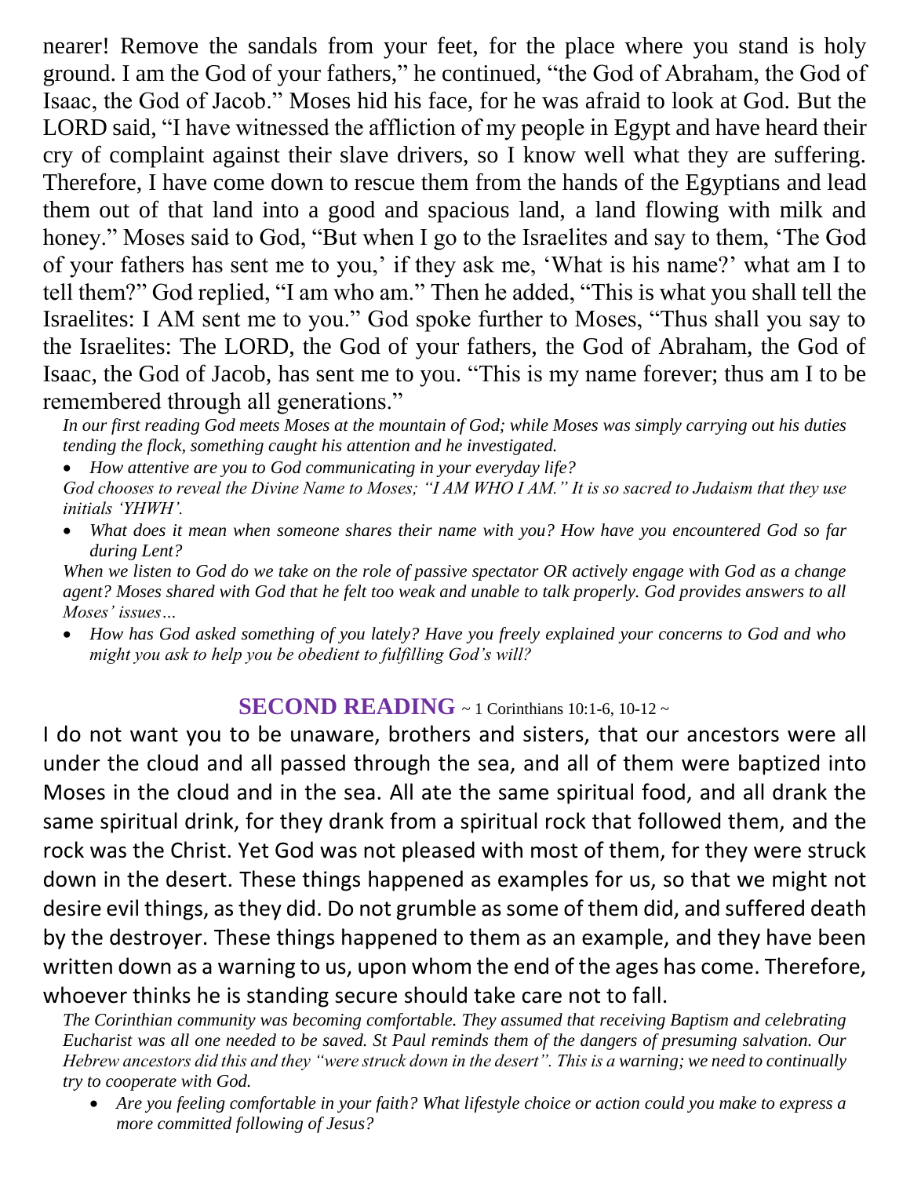nearer! Remove the sandals from your feet, for the place where you stand is holy ground. I am the God of your fathers," he continued, "the God of Abraham, the God of Isaac, the God of Jacob." Moses hid his face, for he was afraid to look at God. But the LORD said, "I have witnessed the affliction of my people in Egypt and have heard their cry of complaint against their slave drivers, so I know well what they are suffering. Therefore, I have come down to rescue them from the hands of the Egyptians and lead them out of that land into a good and spacious land, a land flowing with milk and honey." Moses said to God, "But when I go to the Israelites and say to them, 'The God of your fathers has sent me to you,' if they ask me, 'What is his name?' what am I to tell them?" God replied, "I am who am." Then he added, "This is what you shall tell the Israelites: I AM sent me to you." God spoke further to Moses, "Thus shall you say to the Israelites: The LORD, the God of your fathers, the God of Abraham, the God of Isaac, the God of Jacob, has sent me to you. "This is my name forever; thus am I to be remembered through all generations."

*In our first reading God meets Moses at the mountain of God; while Moses was simply carrying out his duties tending the flock, something caught his attention and he investigated.*

- *How attentive are you to God communicating in your everyday life?*

*God chooses to reveal the Divine Name to Moses; "I AM WHO I AM." It is so sacred to Judaism that they use initials 'YHWH'.*

- *What does it mean when someone shares their name with you? How have you encountered God so far during Lent?*

*When we listen to God do we take on the role of passive spectator OR actively engage with God as a change agent? Moses shared with God that he felt too weak and unable to talk properly. God provides answers to all Moses' issues…*

- *How has God asked something of you lately? Have you freely explained your concerns to God and who might you ask to help you be obedient to fulfilling God's will?*

## SECOND READING ~ 1 Corinthians 10:1-6, 10-12 ~

I do not want you to be unaware, brothers and sisters, that our ancestors were all under the cloud and all passed through the sea, and all of them were baptized into Moses in the cloud and in the sea. All ate the same spiritual food, and all drank the same spiritual drink, for they drank from a spiritual rock that followed them, and the rock was the Christ. Yet God was not pleased with most of them, for they were struck down in the desert. These things happened as examples for us, so that we might not desire evil things, as they did. Do not grumble as some of them did, and suffered death by the destroyer. These things happened to them as an example, and they have been written down as a warning to us, upon whom the end of the ages has come. Therefore, whoever thinks he is standing secure should take care not to fall.

*The Corinthian community was becoming comfortable. They assumed that receiving Baptism and celebrating Eucharist was all one needed to be saved. St Paul reminds them of the dangers of presuming salvation. Our Hebrew ancestors did this and they "were struck down in the desert". This is a warning; we need to continually try to cooperate with God.*

- *Are you feeling comfortable in your faith? What lifestyle choice or action could you make to express a more committed following of Jesus?*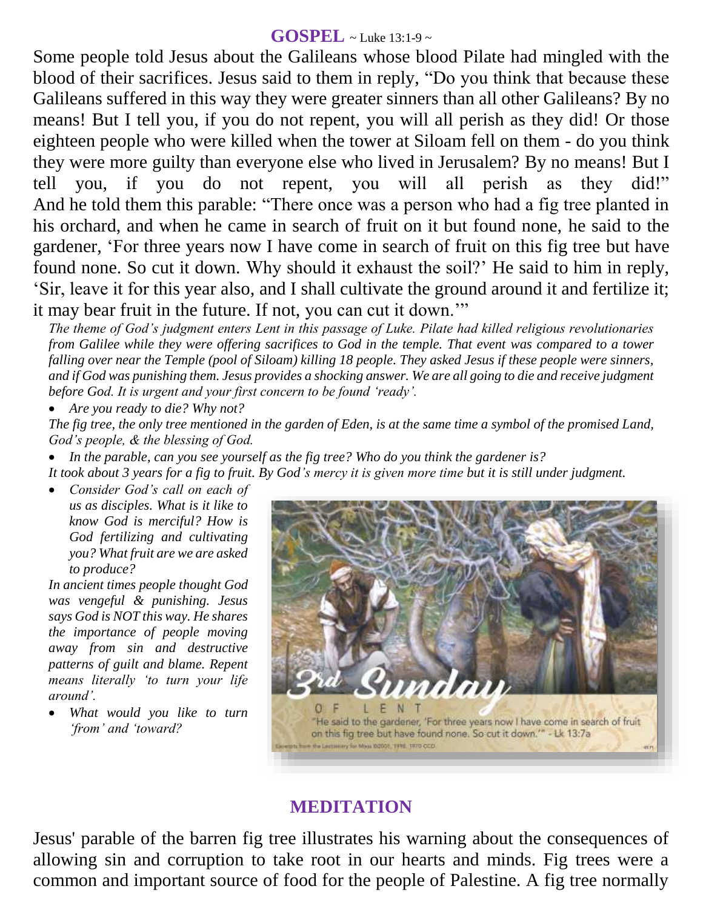## GOSPEL ~ Luke 13:1-9 ~

Some people told Jesus about the Galileans whose blood Pilate had mingled with the blood of their sacrifices. Jesus said to them in reply, "Do you think that because these Galileans suffered in this way they were greater sinners than all other Galileans? By no means! But I tell you, if you do not repent, you will all perish as they did! Or those eighteen people who were killed when the tower at Siloam fell on them - do you think they were more guilty than everyone else who lived in Jerusalem? By no means! But I tell you, if you do not repent, you will all perish as they did!" And he told them this parable: "There once was a person who had a fig tree planted in his orchard, and when he came in search of fruit on it but found none, he said to the gardener, 'For three years now I have come in search of fruit on this fig tree but have found none. So cut it down. Why should it exhaust the soil?' He said to him in reply, 'Sir, leave it for this year also, and I shall cultivate the ground around it and fertilize it; it may bear fruit in the future. If not, you can cut it down.'"

*The theme of God's judgment enters Lent in this passage of Luke. Pilate had killed religious revolutionaries from Galilee while they were offering sacrifices to God in the temple. That event was compared to a tower falling over near the Temple (pool of Siloam) killing 18 people. They asked Jesus if these people were sinners, and if God was punishing them. Jesus provides a shocking answer. We are all going to die and receive judgment before God. It is urgent and your first concern to be found 'ready'.*

- *Are you ready to die? Why not?*

*The fig tree, the only tree mentioned in the garden of Eden, is at the same time a symbol of the promised Land, God's people, & the blessing of God.*

- *In the parable, can you see yourself as the fig tree? Who do you think the gardener is?*

*It took about 3 years for a fig to fruit. By God's mercy it is given more time but it is still under judgment.*

- *Consider God's call on each of us as disciples. What is it like to know God is merciful? How is God fertilizing and cultivating you? What fruit are we are asked to produce?*

*In ancient times people thought God was vengeful & punishing. Jesus says God is NOT this way. He shares the importance of people moving away from sin and destructive patterns of guilt and blame. Repent means literally 'to turn your life around'.*

- *What would you like to turn 'from' and 'toward?*

3rd Sunday OF LENT

"He said to the gardener, 'For three years now I have come in search of fruit on this fig tree but have found none. So cut it down.'" - Lk 13:7a

## MEDITATION

Jesus' parable of the barren fig tree illustrates his warning about the consequences of allowing sin and corruption to take root in our hearts and minds. Fig trees were a common and important source of food for the people of Palestine. A fig tree normally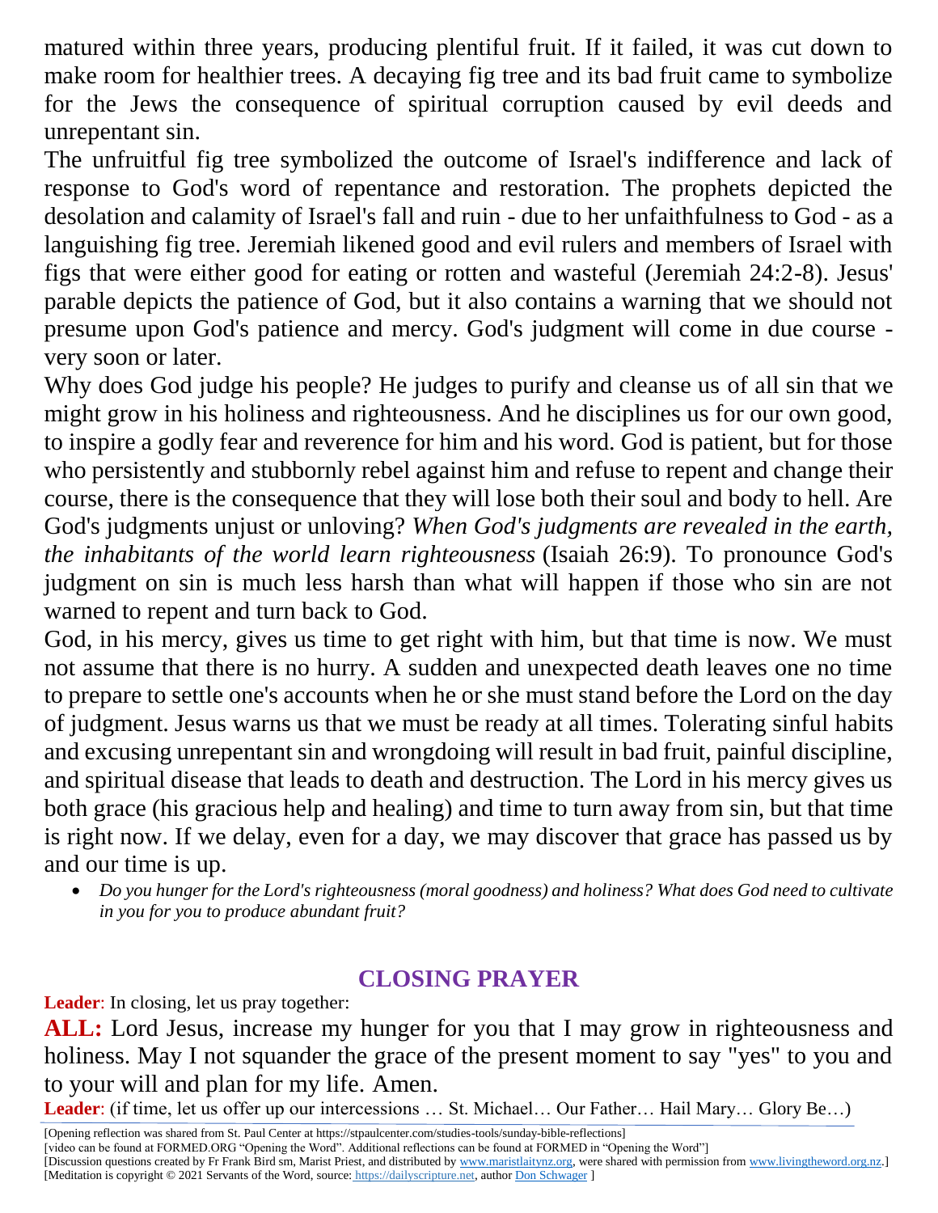matured within three years, producing plentiful fruit. If it failed, it was cut down to make room for healthier trees. A decaying fig tree and its bad fruit came to symbolize for the Jews the consequence of spiritual corruption caused by evil deeds and unrepentant sin.

The unfruitful fig tree symbolized the outcome of Israel's indifference and lack of response to God's word of repentance and restoration. The prophets depicted the desolation and calamity of Israel's fall and ruin - due to her unfaithfulness to God - as a languishing fig tree. Jeremiah likened good and evil rulers and members of Israel with figs that were either good for eating or rotten and wasteful (Jeremiah 24:2-8). Jesus' parable depicts the patience of God, but it also contains a warning that we should not presume upon God's patience and mercy. God's judgment will come in due course - very soon or later.

Why does God judge his people? He judges to purify and cleanse us of all sin that we might grow in his holiness and righteousness. And he disciplines us for our own good, to inspire a godly fear and reverence for him and his word. God is patient, but for those who persistently and stubbornly rebel against him and refuse to repent and change their course, there is the consequence that they will lose both their soul and body to hell. Are God's judgments unjust or unloving? *When God's judgments are revealed in the earth, the inhabitants of the world learn righteousness* (Isaiah 26:9). To pronounce God's judgment on sin is much less harsh than what will happen if those who sin are not warned to repent and turn back to God.

God, in his mercy, gives us time to get right with him, but that time is now. We must not assume that there is no hurry. A sudden and unexpected death leaves one no time to prepare to settle one's accounts when he or she must stand before the Lord on the day of judgment. Jesus warns us that we must be ready at all times. Tolerating sinful habits and excusing unrepentant sin and wrongdoing will result in bad fruit, painful discipline, and spiritual disease that leads to death and destruction. The Lord in his mercy gives us both grace (his gracious help and healing) and time to turn away from sin, but that time is right now. If we delay, even for a day, we may discover that grace has passed us by and our time is up.

- *Do you hunger for the Lord's righteousness (moral goodness) and holiness? What does God need to cultivate in you for you to produce abundant fruit?*

## CLOSING PRAYER

**Leader**: In closing, let us pray together:

**ALL:** Lord Jesus, increase my hunger for you that I may grow in righteousness and holiness. May I not squander the grace of the present moment to say "yes" to you and to your will and plan for my life. Amen.

**Leader**: (if time, let us offer up our intercessions … St. Michael… Our Father… Hail Mary… Glory Be…)

[Opening reflection was shared from St. Paul Center at https://stpaulcenter.com/studies-tools/sunday-bible-reflections]
[video can be found at FORMED.ORG "Opening the Word". Additional reflections can be found at FORMED in "Opening the Word"]
[Discussion questions created by Fr Frank Bird sm, Marist Priest, and distributed by www.maristlaitynz.org, were shared with permission from www.livingtheword.org.nz.]
[Meditation is copyright © 2021 Servants of the Word, source: https://dailyscripture.net, author Don Schwager ]